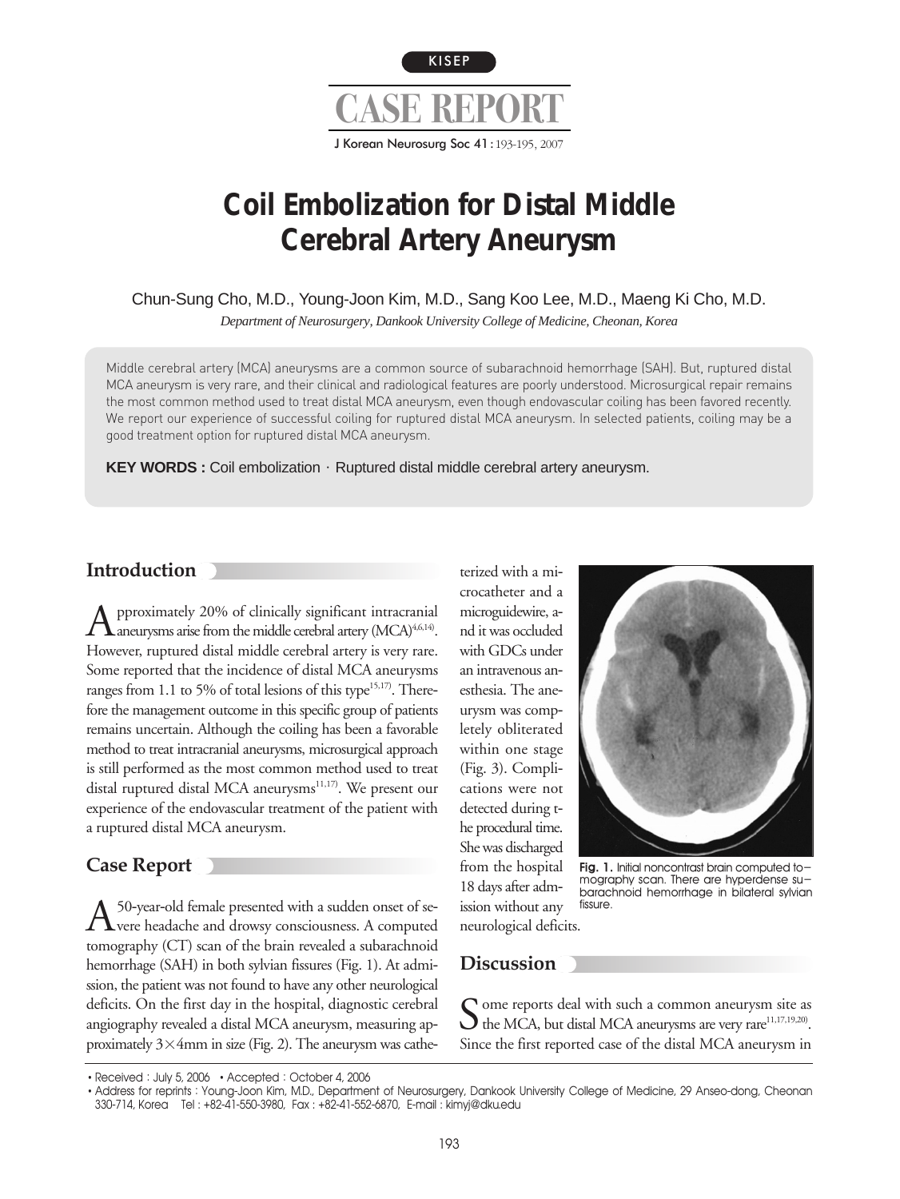KISEP

# CASE REPORT

# Coil Embolization for Distal Middle Cerebral Artery Aneurysm

Chun-Sung Cho, M.D., Young-Joon Kim, M.D., Sang Koo Lee, M.D., Maeng Ki Cho, M.D.

*Department of Neurosurgery, Dankook University College of Medicine, Cheonan, Korea*

Middle cerebral artery (MCA) aneurysms are a common source of subarachnoid hemorrhage (SAH). But, ruptured distal MCA aneurysm is very rare, and their clinical and radiological features are poorly understood. Microsurgical repair remains the most common method used to treat distal MCA aneurysm, even though endovascular coiling has been favored recently. We report our experience of successful coiling for ruptured distal MCA aneurysm. In selected patients, coiling may be a good treatment option for ruptured distal MCA aneurysm.

**KEY WORDS :** Coil embolization · Ruptured distal middle cerebral artery aneurysm.

## Introduction

Approximately 20% of clinically significant intracranial aneurysms arise from the middle cerebral artery (MCA)[4,6,14]. However, ruptured distal middle cerebral artery is very rare. Some reported that the incidence of distal MCA aneurysms ranges from 1.1 to 5% of total lesions of this type[15,17]. Therefore the management outcome in this specific group of patients remains uncertain. Although the coiling has been a favorable method to treat intracranial aneurysms, microsurgical approach is still performed as the most common method used to treat distal ruptured distal MCA aneurysms[11,17]. We present our experience of the endovascular treatment of the patient with a ruptured distal MCA aneurysm.

## Case Report

A 50-year-old female presented with a sudden onset of severe headache and drowsy consciousness. A computed tomography (CT) scan of the brain revealed a subarachnoid hemorrhage (SAH) in both sylvian fissures (Fig. 1). At admission, the patient was not found to have any other neurological deficits. On the first day in the hospital, diagnostic cerebral angiography revealed a distal MCA aneurysm, measuring approximately 3×4mm in size (Fig. 2). The aneurysm was catheterized with a microcatheter and a microguidewire, and it was occluded with GDCs under an intravenous anesthesia. The aneurysm was completely obliterated within one stage (Fig. 3). Complications were not detected during the procedural time. She was discharged from the hospital 18 days after admission without any neurological deficits.

**Fig. 1.** Initial noncontrast brain computed tomography scan. There are hyperdense subarachnoid hemorrhage in bilateral sylvian fissure.

## Discussion

Some reports deal with such a common aneurysm site as the MCA, but distal MCA aneurysms are very rare[11,17,19,20]. Since the first reported case of the distal MCA aneurysm in

• Received : July 5, 2006 • Accepted : October 4, 2006

• Address for reprints : Young-Joon Kim, M.D., Department of Neurosurgery, Dankook University College of Medicine, 29 Anseo-dong, Cheonan 330-714, Korea Tel : +82-41-550-3980, Fax : +82-41-552-6870, E-mail : kimyj@dku.edu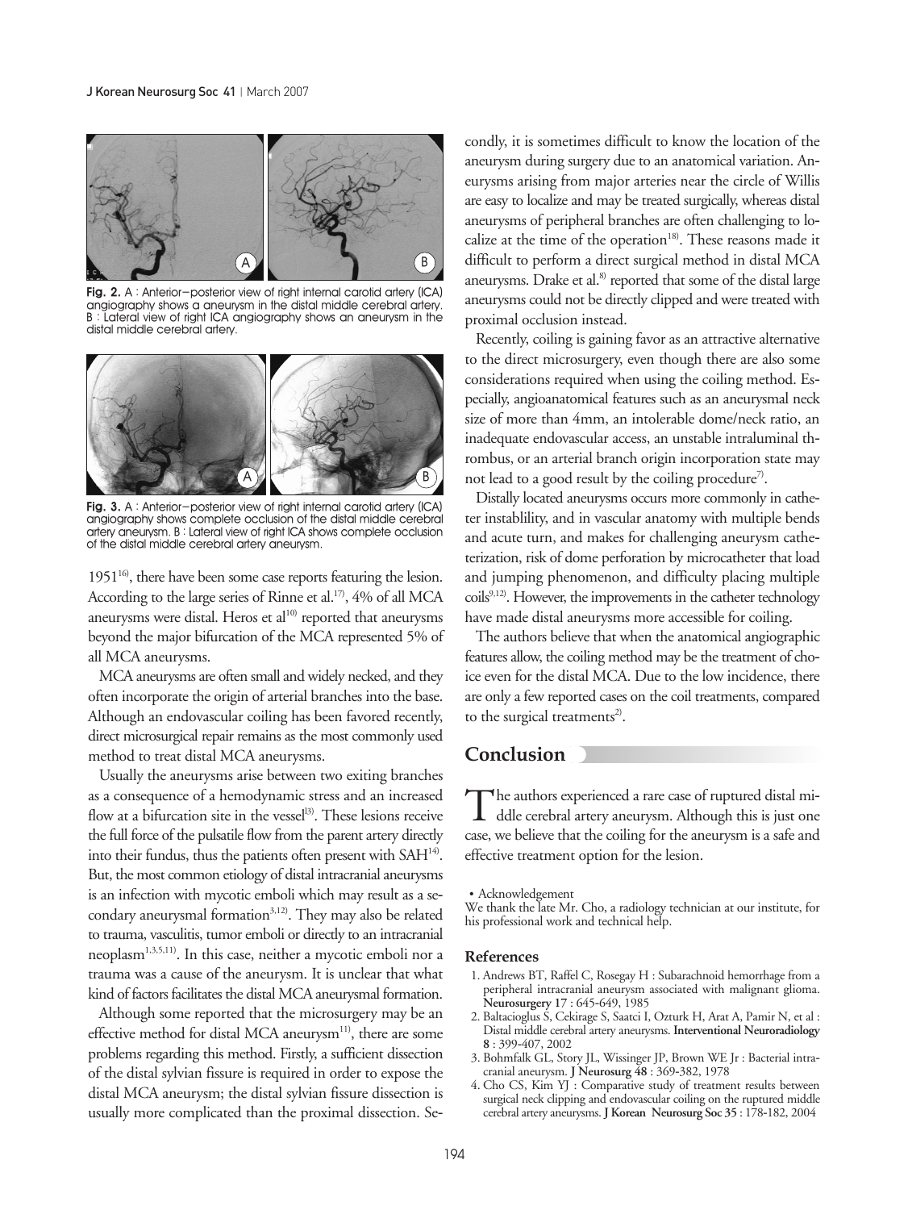Fig. 2. A : Anterior–posterior view of right internal carotid artery (ICA) angiography shows a aneurysm in the distal middle cerebral artery. B : Lateral view of right ICA angiography shows an aneurysm in the distal middle cerebral artery.

Fig. 3. A : Anterior–posterior view of right internal carotid artery (ICA) angiography shows complete occlusion of the distal middle cerebral artery aneurysm. B : Lateral view of right ICA shows complete occlusion of the distal middle cerebral artery aneurysm.

1951[16], there have been some case reports featuring the lesion. According to the large series of Rinne et al.[17], 4% of all MCA aneurysms were distal. Heros et al[10] reported that aneurysms beyond the major bifurcation of the MCA represented 5% of all MCA aneurysms.

MCA aneurysms are often small and widely necked, and they often incorporate the origin of arterial branches into the base. Although an endovascular coiling has been favored recently, direct microsurgical repair remains as the most commonly used method to treat distal MCA aneurysms.

Usually the aneurysms arise between two exiting branches as a consequence of a hemodynamic stress and an increased flow at a bifurcation site in the vessel[13]. These lesions receive the full force of the pulsatile flow from the parent artery directly into their fundus, thus the patients often present with SAH[14]. But, the most common etiology of distal intracranial aneurysms is an infection with mycotic emboli which may result as a secondary aneurysmal formation[3,12]. They may also be related to trauma, vasculitis, tumor emboli or directly to an intracranial neoplasm[1,3,5,11]. In this case, neither a mycotic emboli nor a trauma was a cause of the aneurysm. It is unclear that what kind of factors facilitates the distal MCA aneurysmal formation.

Although some reported that the microsurgery may be an effective method for distal MCA aneurysm[11], there are some problems regarding this method. Firstly, a sufficient dissection of the distal sylvian fissure is required in order to expose the distal MCA aneurysm; the distal sylvian fissure dissection is usually more complicated than the proximal dissection. Secondly, it is sometimes difficult to know the location of the aneurysm during surgery due to an anatomical variation. Aneurysms arising from major arteries near the circle of Willis are easy to localize and may be treated surgically, whereas distal aneurysms of peripheral branches are often challenging to localize at the time of the operation[18]. These reasons made it difficult to perform a direct surgical method in distal MCA aneurysms. Drake et al.[8] reported that some of the distal large aneurysms could not be directly clipped and were treated with proximal occlusion instead.

Recently, coiling is gaining favor as an attractive alternative to the direct microsurgery, even though there are also some considerations required when using the coiling method. Especially, angioanatomical features such as an aneurysmal neck size of more than 4mm, an intolerable dome/neck ratio, an inadequate endovascular access, an unstable intraluminal thrombus, or an arterial branch origin incorporation state may not lead to a good result by the coiling procedure[7].

Distally located aneurysms occurs more commonly in catheter instablility, and in vascular anatomy with multiple bends and acute turn, and makes for challenging aneurysm catheterization, risk of dome perforation by microcatheter that load and jumping phenomenon, and difficulty placing multiple coils[9,12]. However, the improvements in the catheter technology have made distal aneurysms more accessible for coiling.

The authors believe that when the anatomical angiographic features allow, the coiling method may be the treatment of choice even for the distal MCA. Due to the low incidence, there are only a few reported cases on the coil treatments, compared to the surgical treatments[2].

## Conclusion

The authors experienced a rare case of ruptured distal middle cerebral artery aneurysm. Although this is just one case, we believe that the coiling for the aneurysm is a safe and effective treatment option for the lesion.

• Acknowledgement

We thank the late Mr. Cho, a radiology technician at our institute, for his professional work and technical help.

### References

1. Andrews BT, Raffel C, Rosegay H : Subarachnoid hemorrhage from a peripheral intracranial aneurysm associated with malignant glioma. **Neurosurgery 17** : 645-649, 1985
2. Baltacioglus S, Cekirage S, Saatci I, Ozturk H, Arat A, Pamir N, et al : Distal middle cerebral artery aneurysms. **Interventional Neuroradiology 8** : 399-407, 2002
3. Bohmfalk GL, Story JL, Wissinger JP, Brown WE Jr : Bacterial intracranial aneurysm. **J Neurosurg 48** : 369-382, 1978
4. Cho CS, Kim YJ : Comparative study of treatment results between surgical neck clipping and endovascular coiling on the ruptured middle cerebral artery aneurysms. **J Korean Neurosurg Soc 35** : 178-182, 2004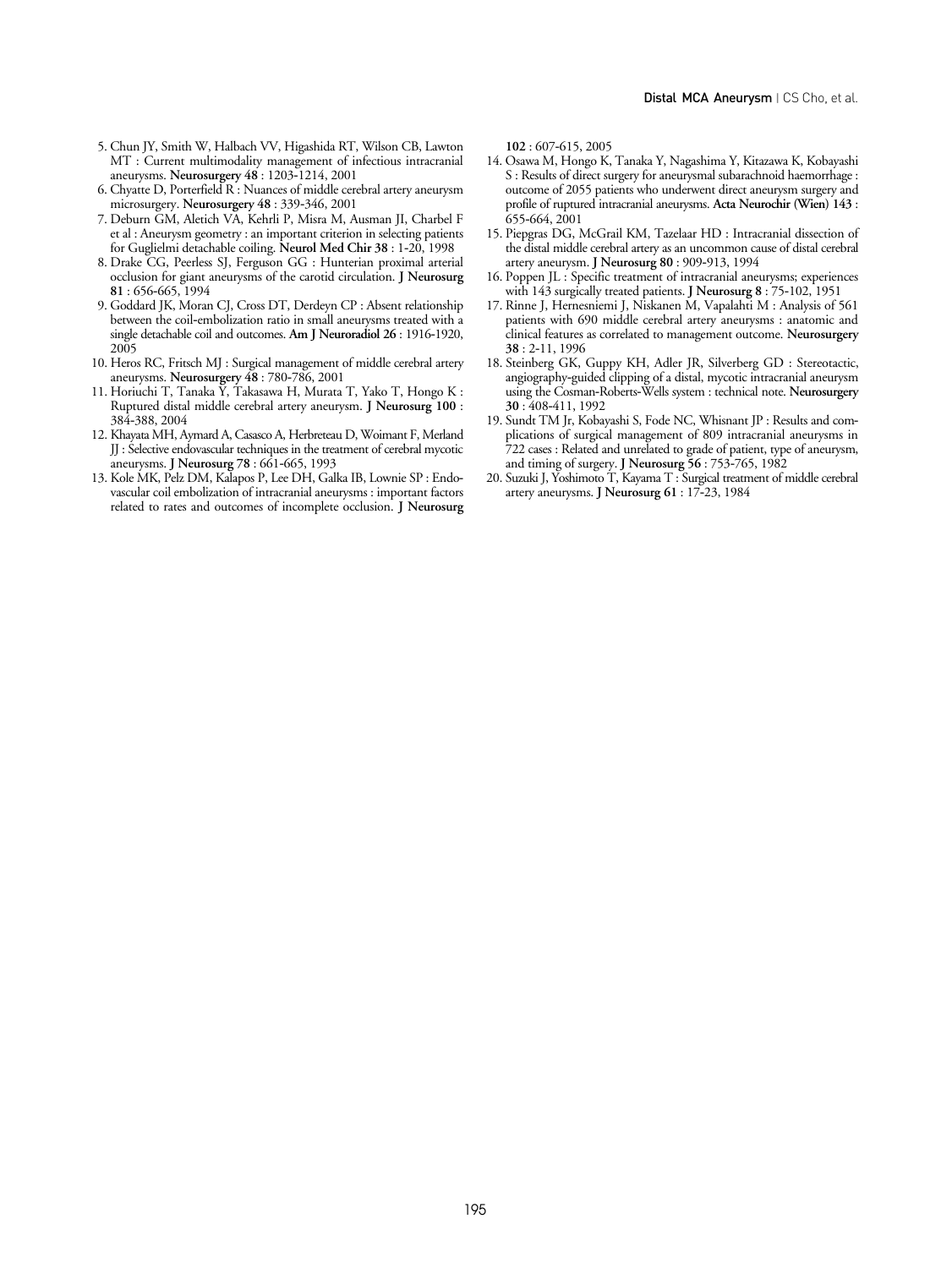5. Chun JY, Smith W, Halbach VV, Higashida RT, Wilson CB, Lawton MT : Current multimodality management of infectious intracranial aneurysms. **Neurosurgery 48** : 1203-1214, 2001
6. Chyatte D, Porterfield R : Nuances of middle cerebral artery aneurysm microsurgery. **Neurosurgery 48** : 339-346, 2001
7. Deburn GM, Aletich VA, Kehrli P, Misra M, Ausman JI, Charbel F et al : Aneurysm geometry : an important criterion in selecting patients for Guglielmi detachable coiling. **Neurol Med Chir 38** : 1-20, 1998
8. Drake CG, Peerless SJ, Ferguson GG : Hunterian proximal arterial occlusion for giant aneurysms of the carotid circulation. **J Neurosurg 81** : 656-665, 1994
9. Goddard JK, Moran CJ, Cross DT, Derdeyn CP : Absent relationship between the coil-embolization ratio in small aneurysms treated with a single detachable coil and outcomes. **Am J Neuroradiol 26** : 1916-1920, 2005
10. Heros RC, Fritsch MJ : Surgical management of middle cerebral artery aneurysms. **Neurosurgery 48** : 780-786, 2001
11. Horiuchi T, Tanaka Y, Takasawa H, Murata T, Yako T, Hongo K : Ruptured distal middle cerebral artery aneurysm. **J Neurosurg 100** : 384-388, 2004
12. Khayata MH, Aymard A, Casasco A, Herbreteau D, Woimant F, Merland JJ : Selective endovascular techniques in the treatment of cerebral mycotic aneurysms. **J Neurosurg 78** : 661-665, 1993
13. Kole MK, Pelz DM, Kalapos P, Lee DH, Galka IB, Lownie SP : Endovascular coil embolization of intracranial aneurysms : important factors related to rates and outcomes of incomplete occlusion. **J Neurosurg 102** : 607-615, 2005
14. Osawa M, Hongo K, Tanaka Y, Nagashima Y, Kitazawa K, Kobayashi S : Results of direct surgery for aneurysmal subarachnoid haemorrhage : outcome of 2055 patients who underwent direct aneurysm surgery and profile of ruptured intracranial aneurysms. **Acta Neurochir (Wien) 143** : 655-664, 2001
15. Piepgras DG, McGrail KM, Tazelaar HD : Intracranial dissection of the distal middle cerebral artery as an uncommon cause of distal cerebral artery aneurysm. **J Neurosurg 80** : 909-913, 1994
16. Poppen JL : Specific treatment of intracranial aneurysms; experiences with 143 surgically treated patients. **J Neurosurg 8** : 75-102, 1951
17. Rinne J, Hernesniemi J, Niskanen M, Vapalahti M : Analysis of 561 patients with 690 middle cerebral artery aneurysms : anatomic and clinical features as correlated to management outcome. **Neurosurgery 38** : 2-11, 1996
18. Steinberg GK, Guppy KH, Adler JR, Silverberg GD : Stereotactic, angiography-guided clipping of a distal, mycotic intracranial aneurysm using the Cosman-Roberts-Wells system : technical note. **Neurosurgery 30** : 408-411, 1992
19. Sundt TM Jr, Kobayashi S, Fode NC, Whisnant JP : Results and complications of surgical management of 809 intracranial aneurysms in 722 cases : Related and unrelated to grade of patient, type of aneurysm, and timing of surgery. **J Neurosurg 56** : 753-765, 1982
20. Suzuki J, Yoshimoto T, Kayama T : Surgical treatment of middle cerebral artery aneurysms. **J Neurosurg 61** : 17-23, 1984